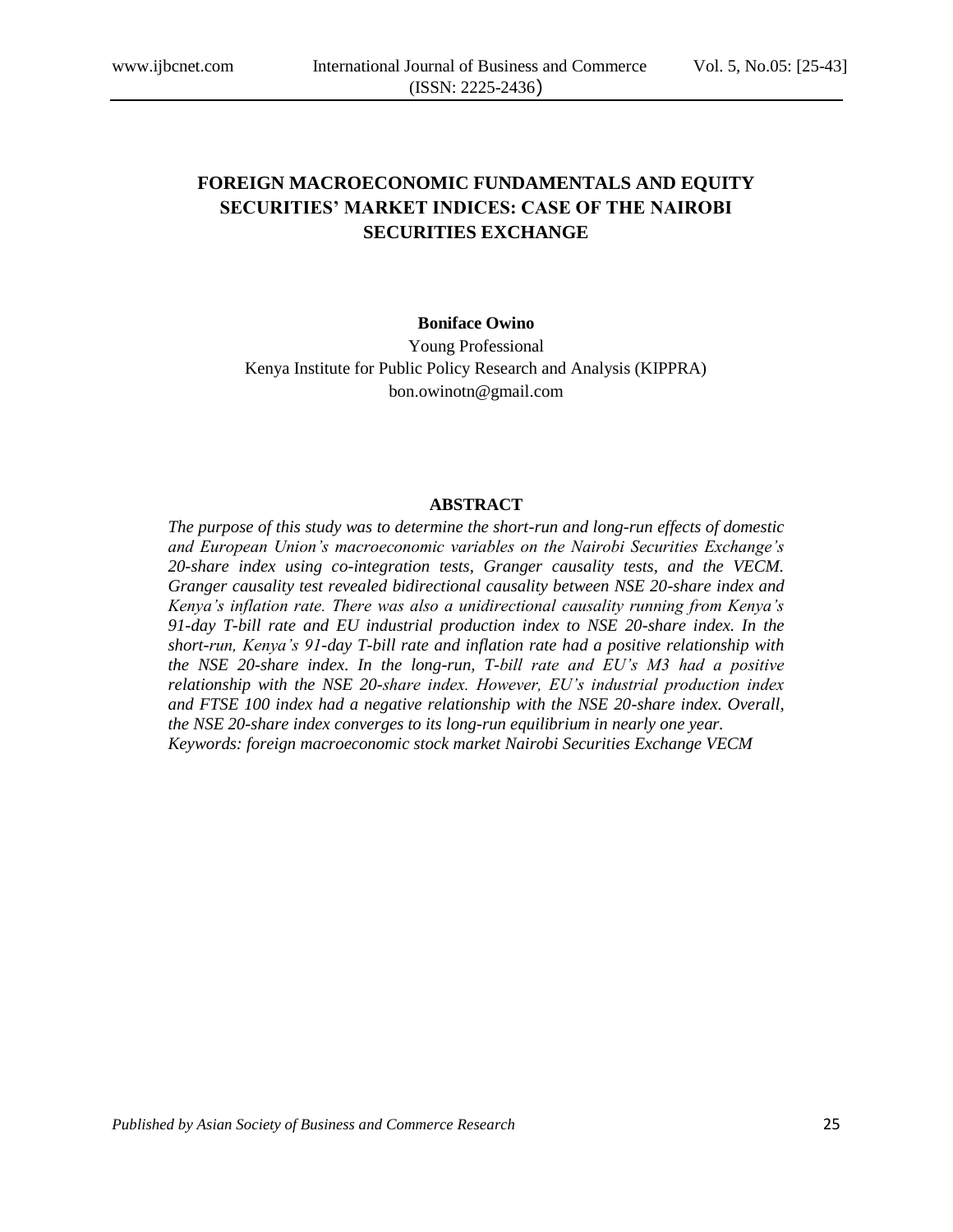# FOREIGN MACROECONOMIC FUNDAMENTALS AND EQUITY SECURITIES' MARKET INDICES: CASE OF THE NAIROBI SECURITIES EXCHANGE

**Boniface Owino**

Young Professional

Kenya Institute for Public Policy Research and Analysis (KIPPRA)

bon.owinotn@gmail.com

## ABSTRACT

*The purpose of this study was to determine the short-run and long-run effects of domestic and European Union's macroeconomic variables on the Nairobi Securities Exchange's 20-share index using co-integration tests, Granger causality tests, and the VECM. Granger causality test revealed bidirectional causality between NSE 20-share index and Kenya's inflation rate. There was also a unidirectional causality running from Kenya's 91-day T-bill rate and EU industrial production index to NSE 20-share index. In the short-run, Kenya's 91-day T-bill rate and inflation rate had a positive relationship with the NSE 20-share index. In the long-run, T-bill rate and EU's M3 had a positive relationship with the NSE 20-share index. However, EU's industrial production index and FTSE 100 index had a negative relationship with the NSE 20-share index. Overall, the NSE 20-share index converges to its long-run equilibrium in nearly one year.*

*Keywords: foreign macroeconomic stock market Nairobi Securities Exchange VECM*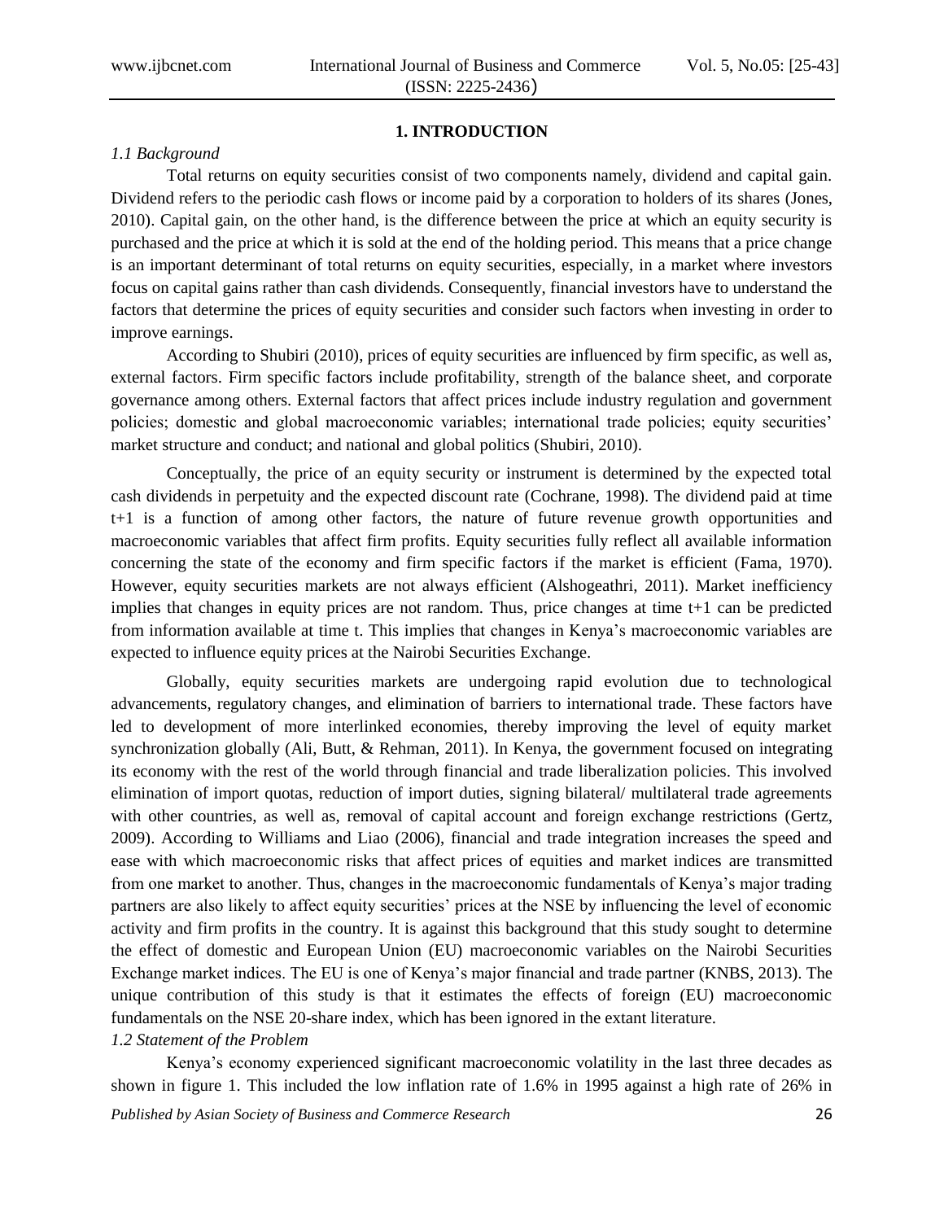## 1. INTRODUCTION

### *1.1 Background*

Total returns on equity securities consist of two components namely, dividend and capital gain. Dividend refers to the periodic cash flows or income paid by a corporation to holders of its shares (Jones, 2010). Capital gain, on the other hand, is the difference between the price at which an equity security is purchased and the price at which it is sold at the end of the holding period. This means that a price change is an important determinant of total returns on equity securities, especially, in a market where investors focus on capital gains rather than cash dividends. Consequently, financial investors have to understand the factors that determine the prices of equity securities and consider such factors when investing in order to improve earnings.

According to Shubiri (2010), prices of equity securities are influenced by firm specific, as well as, external factors. Firm specific factors include profitability, strength of the balance sheet, and corporate governance among others. External factors that affect prices include industry regulation and government policies; domestic and global macroeconomic variables; international trade policies; equity securities' market structure and conduct; and national and global politics (Shubiri, 2010).

Conceptually, the price of an equity security or instrument is determined by the expected total cash dividends in perpetuity and the expected discount rate (Cochrane, 1998). The dividend paid at time t+1 is a function of among other factors, the nature of future revenue growth opportunities and macroeconomic variables that affect firm profits. Equity securities fully reflect all available information concerning the state of the economy and firm specific factors if the market is efficient (Fama, 1970). However, equity securities markets are not always efficient (Alshogeathri, 2011). Market inefficiency implies that changes in equity prices are not random. Thus, price changes at time t+1 can be predicted from information available at time t. This implies that changes in Kenya's macroeconomic variables are expected to influence equity prices at the Nairobi Securities Exchange.

Globally, equity securities markets are undergoing rapid evolution due to technological advancements, regulatory changes, and elimination of barriers to international trade. These factors have led to development of more interlinked economies, thereby improving the level of equity market synchronization globally (Ali, Butt, & Rehman, 2011). In Kenya, the government focused on integrating its economy with the rest of the world through financial and trade liberalization policies. This involved elimination of import quotas, reduction of import duties, signing bilateral/ multilateral trade agreements with other countries, as well as, removal of capital account and foreign exchange restrictions (Gertz, 2009). According to Williams and Liao (2006), financial and trade integration increases the speed and ease with which macroeconomic risks that affect prices of equities and market indices are transmitted from one market to another. Thus, changes in the macroeconomic fundamentals of Kenya's major trading partners are also likely to affect equity securities' prices at the NSE by influencing the level of economic activity and firm profits in the country. It is against this background that this study sought to determine the effect of domestic and European Union (EU) macroeconomic variables on the Nairobi Securities Exchange market indices. The EU is one of Kenya's major financial and trade partner (KNBS, 2013). The unique contribution of this study is that it estimates the effects of foreign (EU) macroeconomic fundamentals on the NSE 20-share index, which has been ignored in the extant literature.

### *1.2 Statement of the Problem*

Kenya's economy experienced significant macroeconomic volatility in the last three decades as shown in figure 1. This included the low inflation rate of 1.6% in 1995 against a high rate of 26% in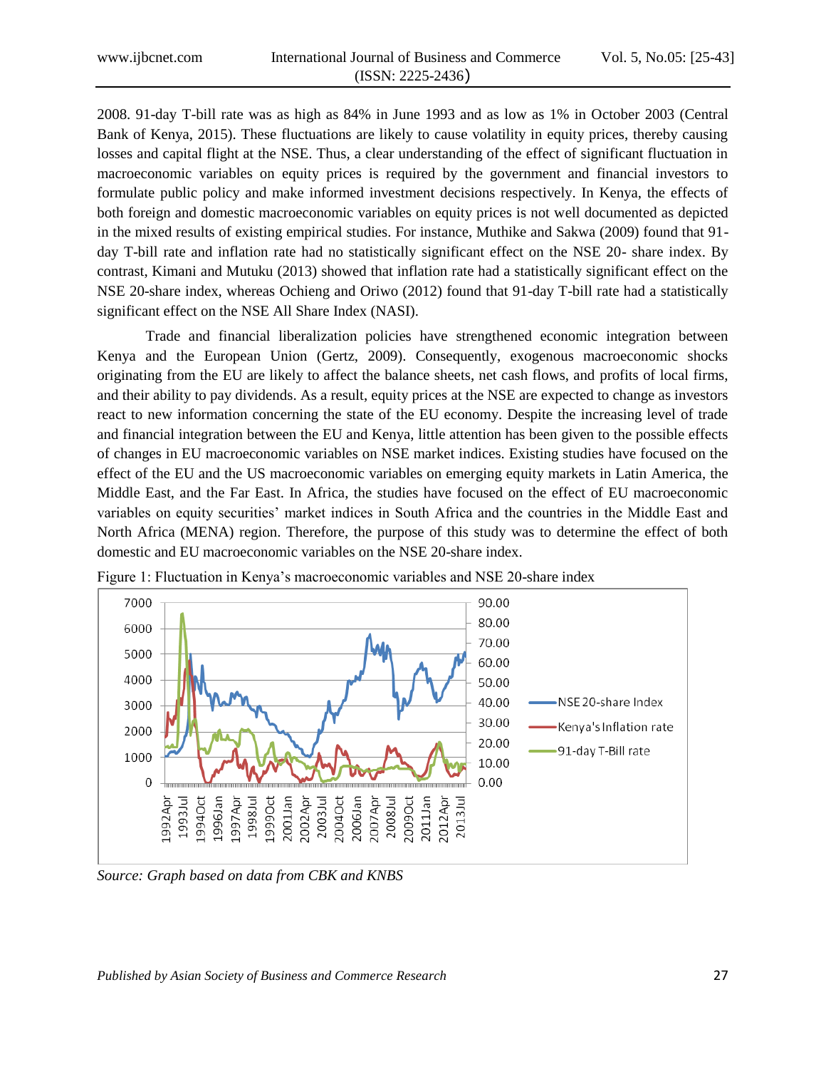2008. 91-day T-bill rate was as high as 84% in June 1993 and as low as 1% in October 2003 (Central Bank of Kenya, 2015). These fluctuations are likely to cause volatility in equity prices, thereby causing losses and capital flight at the NSE. Thus, a clear understanding of the effect of significant fluctuation in macroeconomic variables on equity prices is required by the government and financial investors to formulate public policy and make informed investment decisions respectively. In Kenya, the effects of both foreign and domestic macroeconomic variables on equity prices is not well documented as depicted in the mixed results of existing empirical studies. For instance, Muthike and Sakwa (2009) found that 91-day T-bill rate and inflation rate had no statistically significant effect on the NSE 20- share index. By contrast, Kimani and Mutuku (2013) showed that inflation rate had a statistically significant effect on the NSE 20-share index, whereas Ochieng and Oriwo (2012) found that 91-day T-bill rate had a statistically significant effect on the NSE All Share Index (NASI).

Trade and financial liberalization policies have strengthened economic integration between Kenya and the European Union (Gertz, 2009). Consequently, exogenous macroeconomic shocks originating from the EU are likely to affect the balance sheets, net cash flows, and profits of local firms, and their ability to pay dividends. As a result, equity prices at the NSE are expected to change as investors react to new information concerning the state of the EU economy. Despite the increasing level of trade and financial integration between the EU and Kenya, little attention has been given to the possible effects of changes in EU macroeconomic variables on NSE market indices. Existing studies have focused on the effect of the EU and the US macroeconomic variables on emerging equity markets in Latin America, the Middle East, and the Far East. In Africa, the studies have focused on the effect of EU macroeconomic variables on equity securities' market indices in South Africa and the countries in the Middle East and North Africa (MENA) region. Therefore, the purpose of this study was to determine the effect of both domestic and EU macroeconomic variables on the NSE 20-share index.

Figure 1: Fluctuation in Kenya's macroeconomic variables and NSE 20-share index

*Source: Graph based on data from CBK and KNBS*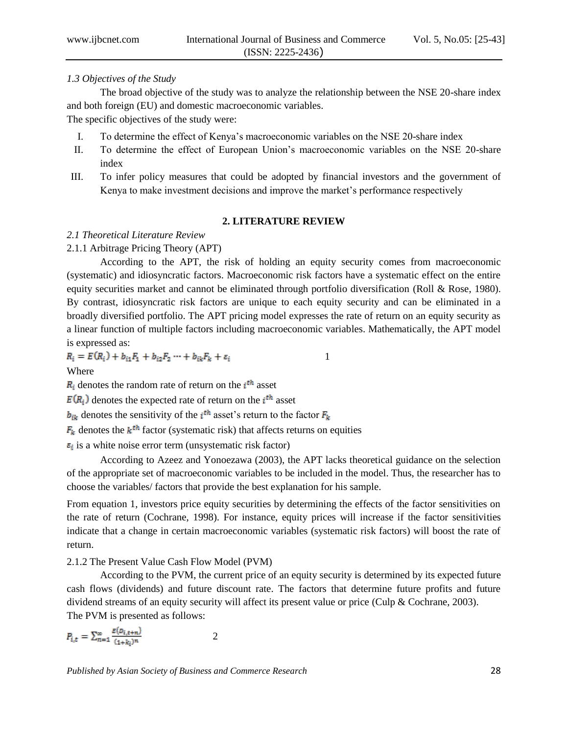*1.3 Objectives of the Study*

The broad objective of the study was to analyze the relationship between the NSE 20-share index and both foreign (EU) and domestic macroeconomic variables.

The specific objectives of the study were:

I. To determine the effect of Kenya's macroeconomic variables on the NSE 20-share index
II. To determine the effect of European Union's macroeconomic variables on the NSE 20-share index
III. To infer policy measures that could be adopted by financial investors and the government of Kenya to make investment decisions and improve the market's performance respectively

## 2. LITERATURE REVIEW

*2.1 Theoretical Literature Review*

2.1.1 Arbitrage Pricing Theory (APT)

According to the APT, the risk of holding an equity security comes from macroeconomic (systematic) and idiosyncratic factors. Macroeconomic risk factors have a systematic effect on the entire equity securities market and cannot be eliminated through portfolio diversification (Roll & Rose, 1980). By contrast, idiosyncratic risk factors are unique to each equity security and can be eliminated in a broadly diversified portfolio. The APT pricing model expresses the rate of return on an equity security as a linear function of multiple factors including macroeconomic variables. Mathematically, the APT model is expressed as:

$$R_i = E(R_i) + b_{i1}F_1 + b_{i2}F_2 \cdots + b_{ik}F_k + \varepsilon_i \qquad 1$$

Where

$R_i$ denotes the random rate of return on the $i^{th}$ asset

$E(R_i)$ denotes the expected rate of return on the $i^{th}$ asset

$b_{ik}$ denotes the sensitivity of the $i^{th}$ asset's return to the factor $F_k$

$F_k$ denotes the $k^{th}$ factor (systematic risk) that affects returns on equities

$\varepsilon_i$ is a white noise error term (unsystematic risk factor)

According to Azeez and Yonoezawa (2003), the APT lacks theoretical guidance on the selection of the appropriate set of macroeconomic variables to be included in the model. Thus, the researcher has to choose the variables/ factors that provide the best explanation for his sample.

From equation 1, investors price equity securities by determining the effects of the factor sensitivities on the rate of return (Cochrane, 1998). For instance, equity prices will increase if the factor sensitivities indicate that a change in certain macroeconomic variables (systematic risk factors) will boost the rate of return.

2.1.2 The Present Value Cash Flow Model (PVM)

According to the PVM, the current price of an equity security is determined by its expected future cash flows (dividends) and future discount rate. The factors that determine future profits and future dividend streams of an equity security will affect its present value or price (Culp & Cochrane, 2003).

The PVM is presented as follows:

$$P_{i,t} = \sum_{n=1}^{\infty} \frac{E(D_{i,t+n})}{(1+k_i)^n} \qquad 2$$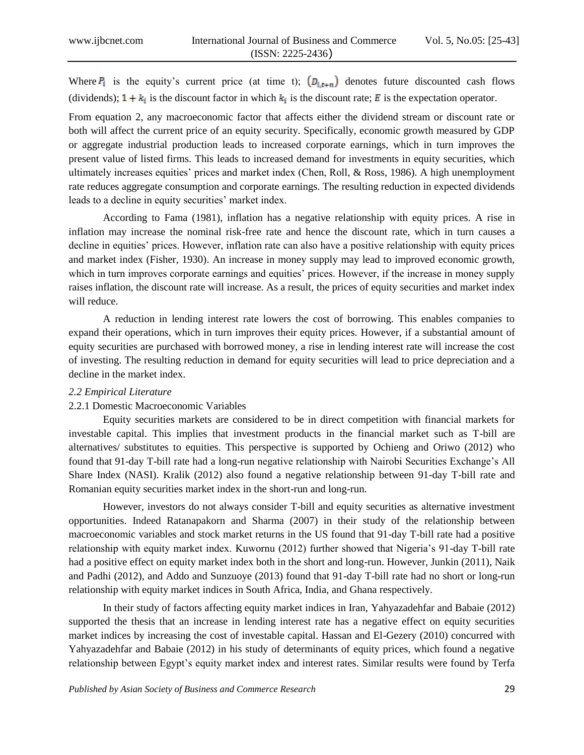Where $P_i$ is the equity's current price (at time t); $(D_{i,t+n})$ denotes future discounted cash flows (dividends); $1 + k_i$ is the discount factor in which $k_i$ is the discount rate; $E$ is the expectation operator.

From equation 2, any macroeconomic factor that affects either the dividend stream or discount rate or both will affect the current price of an equity security. Specifically, economic growth measured by GDP or aggregate industrial production leads to increased corporate earnings, which in turn improves the present value of listed firms. This leads to increased demand for investments in equity securities, which ultimately increases equities' prices and market index (Chen, Roll, & Ross, 1986). A high unemployment rate reduces aggregate consumption and corporate earnings. The resulting reduction in expected dividends leads to a decline in equity securities' market index.

According to Fama (1981), inflation has a negative relationship with equity prices. A rise in inflation may increase the nominal risk-free rate and hence the discount rate, which in turn causes a decline in equities' prices. However, inflation rate can also have a positive relationship with equity prices and market index (Fisher, 1930). An increase in money supply may lead to improved economic growth, which in turn improves corporate earnings and equities' prices. However, if the increase in money supply raises inflation, the discount rate will increase. As a result, the prices of equity securities and market index will reduce.

A reduction in lending interest rate lowers the cost of borrowing. This enables companies to expand their operations, which in turn improves their equity prices. However, if a substantial amount of equity securities are purchased with borrowed money, a rise in lending interest rate will increase the cost of investing. The resulting reduction in demand for equity securities will lead to price depreciation and a decline in the market index.

### *2.2 Empirical Literature*

#### 2.2.1 Domestic Macroeconomic Variables

Equity securities markets are considered to be in direct competition with financial markets for investable capital. This implies that investment products in the financial market such as T-bill are alternatives/ substitutes to equities. This perspective is supported by Ochieng and Oriwo (2012) who found that 91-day T-bill rate had a long-run negative relationship with Nairobi Securities Exchange's All Share Index (NASI). Kralik (2012) also found a negative relationship between 91-day T-bill rate and Romanian equity securities market index in the short-run and long-run.

However, investors do not always consider T-bill and equity securities as alternative investment opportunities. Indeed Ratanapakorn and Sharma (2007) in their study of the relationship between macroeconomic variables and stock market returns in the US found that 91-day T-bill rate had a positive relationship with equity market index. Kuwornu (2012) further showed that Nigeria's 91-day T-bill rate had a positive effect on equity market index both in the short and long-run. However, Junkin (2011), Naik and Padhi (2012), and Addo and Sunzuoye (2013) found that 91-day T-bill rate had no short or long-run relationship with equity market indices in South Africa, India, and Ghana respectively.

In their study of factors affecting equity market indices in Iran, Yahyazadehfar and Babaie (2012) supported the thesis that an increase in lending interest rate has a negative effect on equity securities market indices by increasing the cost of investable capital. Hassan and El-Gezery (2010) concurred with Yahyazadehfar and Babaie (2012) in his study of determinants of equity prices, which found a negative relationship between Egypt's equity market index and interest rates. Similar results were found by Terfa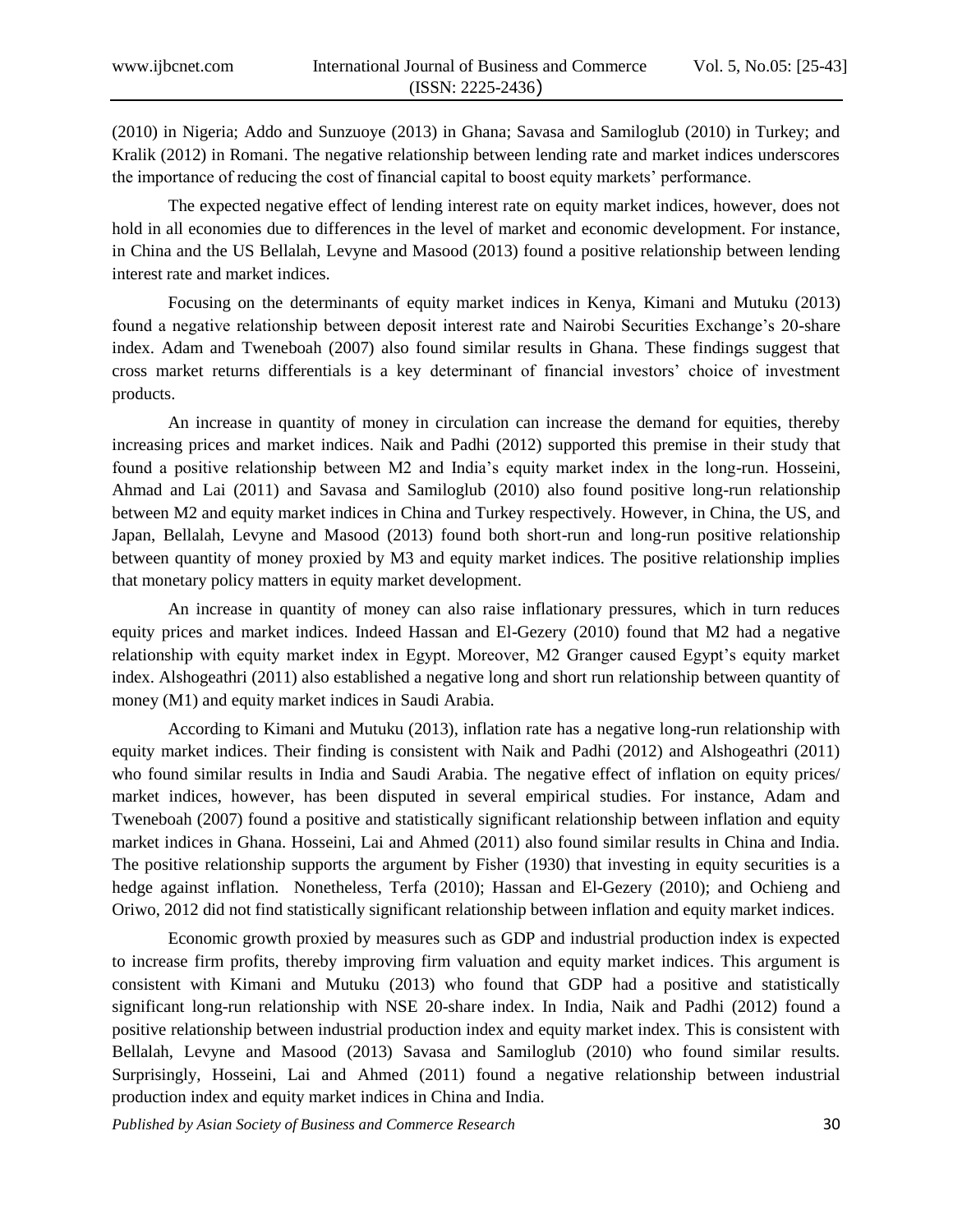(2010) in Nigeria; Addo and Sunzuoye (2013) in Ghana; Savasa and Samiloglub (2010) in Turkey; and Kralik (2012) in Romani. The negative relationship between lending rate and market indices underscores the importance of reducing the cost of financial capital to boost equity markets' performance.

The expected negative effect of lending interest rate on equity market indices, however, does not hold in all economies due to differences in the level of market and economic development. For instance, in China and the US Bellalah, Levyne and Masood (2013) found a positive relationship between lending interest rate and market indices.

Focusing on the determinants of equity market indices in Kenya, Kimani and Mutuku (2013) found a negative relationship between deposit interest rate and Nairobi Securities Exchange's 20-share index. Adam and Tweneboah (2007) also found similar results in Ghana. These findings suggest that cross market returns differentials is a key determinant of financial investors' choice of investment products.

An increase in quantity of money in circulation can increase the demand for equities, thereby increasing prices and market indices. Naik and Padhi (2012) supported this premise in their study that found a positive relationship between M2 and India's equity market index in the long-run. Hosseini, Ahmad and Lai (2011) and Savasa and Samiloglub (2010) also found positive long-run relationship between M2 and equity market indices in China and Turkey respectively. However, in China, the US, and Japan, Bellalah, Levyne and Masood (2013) found both short-run and long-run positive relationship between quantity of money proxied by M3 and equity market indices. The positive relationship implies that monetary policy matters in equity market development.

An increase in quantity of money can also raise inflationary pressures, which in turn reduces equity prices and market indices. Indeed Hassan and El-Gezery (2010) found that M2 had a negative relationship with equity market index in Egypt. Moreover, M2 Granger caused Egypt's equity market index. Alshogeathri (2011) also established a negative long and short run relationship between quantity of money (M1) and equity market indices in Saudi Arabia.

According to Kimani and Mutuku (2013), inflation rate has a negative long-run relationship with equity market indices. Their finding is consistent with Naik and Padhi (2012) and Alshogeathri (2011) who found similar results in India and Saudi Arabia. The negative effect of inflation on equity prices/ market indices, however, has been disputed in several empirical studies. For instance, Adam and Tweneboah (2007) found a positive and statistically significant relationship between inflation and equity market indices in Ghana. Hosseini, Lai and Ahmed (2011) also found similar results in China and India. The positive relationship supports the argument by Fisher (1930) that investing in equity securities is a hedge against inflation. Nonetheless, Terfa (2010); Hassan and El-Gezery (2010); and Ochieng and Oriwo, 2012 did not find statistically significant relationship between inflation and equity market indices.

Economic growth proxied by measures such as GDP and industrial production index is expected to increase firm profits, thereby improving firm valuation and equity market indices. This argument is consistent with Kimani and Mutuku (2013) who found that GDP had a positive and statistically significant long-run relationship with NSE 20-share index. In India, Naik and Padhi (2012) found a positive relationship between industrial production index and equity market index. This is consistent with Bellalah, Levyne and Masood (2013) Savasa and Samiloglub (2010) who found similar results. Surprisingly, Hosseini, Lai and Ahmed (2011) found a negative relationship between industrial production index and equity market indices in China and India.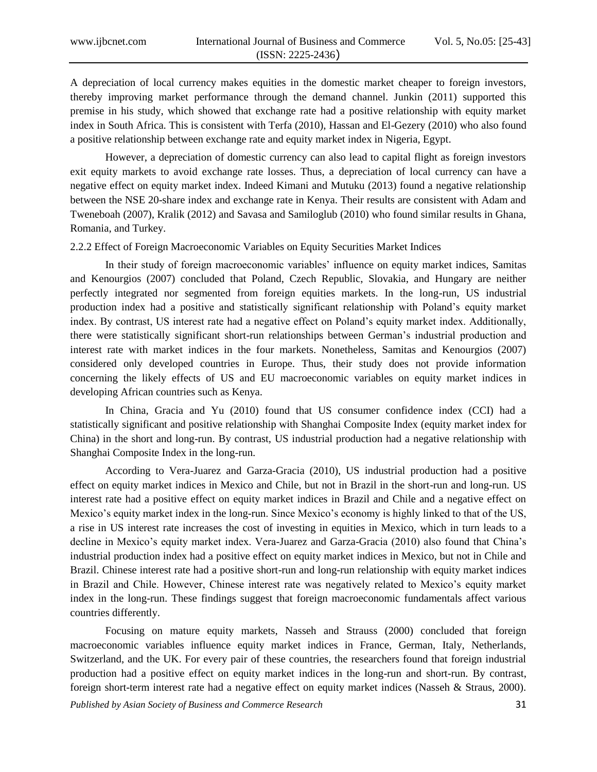A depreciation of local currency makes equities in the domestic market cheaper to foreign investors, thereby improving market performance through the demand channel. Junkin (2011) supported this premise in his study, which showed that exchange rate had a positive relationship with equity market index in South Africa. This is consistent with Terfa (2010), Hassan and El-Gezery (2010) who also found a positive relationship between exchange rate and equity market index in Nigeria, Egypt.

However, a depreciation of domestic currency can also lead to capital flight as foreign investors exit equity markets to avoid exchange rate losses. Thus, a depreciation of local currency can have a negative effect on equity market index. Indeed Kimani and Mutuku (2013) found a negative relationship between the NSE 20-share index and exchange rate in Kenya. Their results are consistent with Adam and Tweneboah (2007), Kralik (2012) and Savasa and Samiloglub (2010) who found similar results in Ghana, Romania, and Turkey.

2.2.2 Effect of Foreign Macroeconomic Variables on Equity Securities Market Indices

In their study of foreign macroeconomic variables' influence on equity market indices, Samitas and Kenourgios (2007) concluded that Poland, Czech Republic, Slovakia, and Hungary are neither perfectly integrated nor segmented from foreign equities markets. In the long-run, US industrial production index had a positive and statistically significant relationship with Poland's equity market index. By contrast, US interest rate had a negative effect on Poland's equity market index. Additionally, there were statistically significant short-run relationships between German's industrial production and interest rate with market indices in the four markets. Nonetheless, Samitas and Kenourgios (2007) considered only developed countries in Europe. Thus, their study does not provide information concerning the likely effects of US and EU macroeconomic variables on equity market indices in developing African countries such as Kenya.

In China, Gracia and Yu (2010) found that US consumer confidence index (CCI) had a statistically significant and positive relationship with Shanghai Composite Index (equity market index for China) in the short and long-run. By contrast, US industrial production had a negative relationship with Shanghai Composite Index in the long-run.

According to Vera-Juarez and Garza-Gracia (2010), US industrial production had a positive effect on equity market indices in Mexico and Chile, but not in Brazil in the short-run and long-run. US interest rate had a positive effect on equity market indices in Brazil and Chile and a negative effect on Mexico's equity market index in the long-run. Since Mexico's economy is highly linked to that of the US, a rise in US interest rate increases the cost of investing in equities in Mexico, which in turn leads to a decline in Mexico's equity market index. Vera-Juarez and Garza-Gracia (2010) also found that China's industrial production index had a positive effect on equity market indices in Mexico, but not in Chile and Brazil. Chinese interest rate had a positive short-run and long-run relationship with equity market indices in Brazil and Chile. However, Chinese interest rate was negatively related to Mexico's equity market index in the long-run. These findings suggest that foreign macroeconomic fundamentals affect various countries differently.

Focusing on mature equity markets, Nasseh and Strauss (2000) concluded that foreign macroeconomic variables influence equity market indices in France, German, Italy, Netherlands, Switzerland, and the UK. For every pair of these countries, the researchers found that foreign industrial production had a positive effect on equity market indices in the long-run and short-run. By contrast, foreign short-term interest rate had a negative effect on equity market indices (Nasseh & Straus, 2000).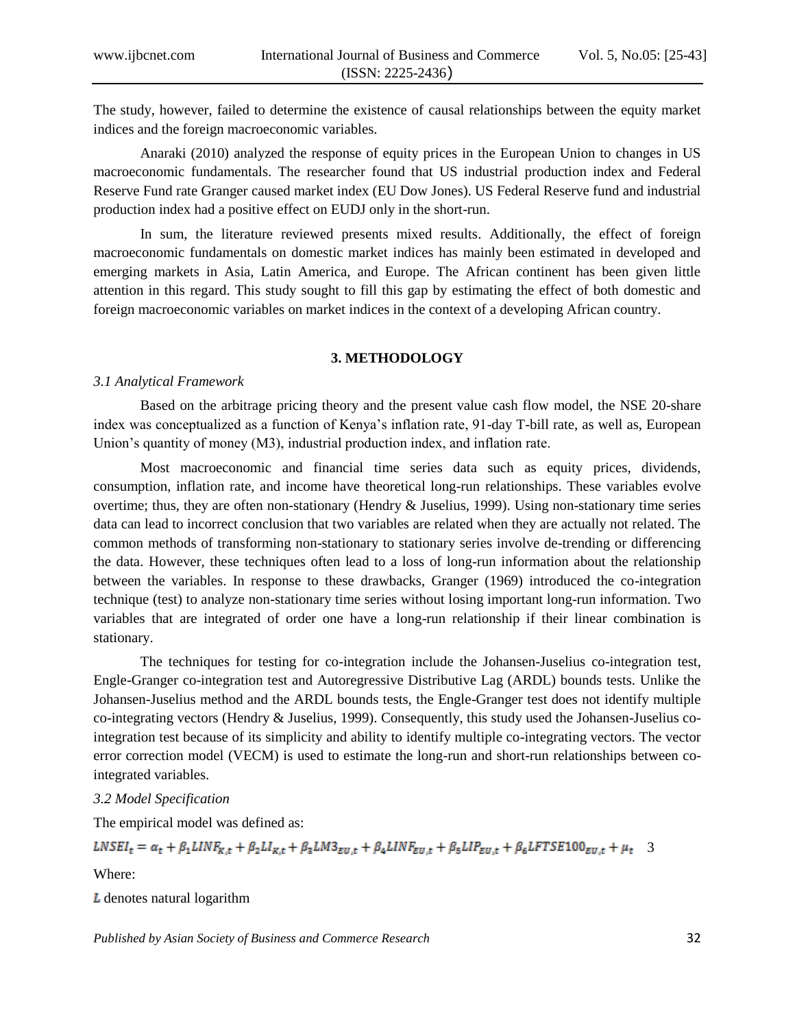The study, however, failed to determine the existence of causal relationships between the equity market indices and the foreign macroeconomic variables.

Anaraki (2010) analyzed the response of equity prices in the European Union to changes in US macroeconomic fundamentals. The researcher found that US industrial production index and Federal Reserve Fund rate Granger caused market index (EU Dow Jones). US Federal Reserve fund and industrial production index had a positive effect on EUDJ only in the short-run.

In sum, the literature reviewed presents mixed results. Additionally, the effect of foreign macroeconomic fundamentals on domestic market indices has mainly been estimated in developed and emerging markets in Asia, Latin America, and Europe. The African continent has been given little attention in this regard. This study sought to fill this gap by estimating the effect of both domestic and foreign macroeconomic variables on market indices in the context of a developing African country.

## 3. METHODOLOGY

### *3.1 Analytical Framework*

Based on the arbitrage pricing theory and the present value cash flow model, the NSE 20-share index was conceptualized as a function of Kenya's inflation rate, 91-day T-bill rate, as well as, European Union's quantity of money (M3), industrial production index, and inflation rate.

Most macroeconomic and financial time series data such as equity prices, dividends, consumption, inflation rate, and income have theoretical long-run relationships. These variables evolve overtime; thus, they are often non-stationary (Hendry & Juselius, 1999). Using non-stationary time series data can lead to incorrect conclusion that two variables are related when they are actually not related. The common methods of transforming non-stationary to stationary series involve de-trending or differencing the data. However, these techniques often lead to a loss of long-run information about the relationship between the variables. In response to these drawbacks, Granger (1969) introduced the co-integration technique (test) to analyze non-stationary time series without losing important long-run information. Two variables that are integrated of order one have a long-run relationship if their linear combination is stationary.

The techniques for testing for co-integration include the Johansen-Juselius co-integration test, Engle-Granger co-integration test and Autoregressive Distributive Lag (ARDL) bounds tests. Unlike the Johansen-Juselius method and the ARDL bounds tests, the Engle-Granger test does not identify multiple co-integrating vectors (Hendry & Juselius, 1999). Consequently, this study used the Johansen-Juselius co-integration test because of its simplicity and ability to identify multiple co-integrating vectors. The vector error correction model (VECM) is used to estimate the long-run and short-run relationships between co-integrated variables.

### *3.2 Model Specification*

The empirical model was defined as:

$$LNSEI_t = \alpha_t + \beta_1 LINF_{K,t} + \beta_2 LI_{K,t} + \beta_3 LM3_{EU,t} + \beta_4 LINF_{EU,t} + \beta_5 LIP_{EU,t} + \beta_6 LFTSE100_{EU,t} + \mu_t \quad 3$$

Where:

$L$ denotes natural logarithm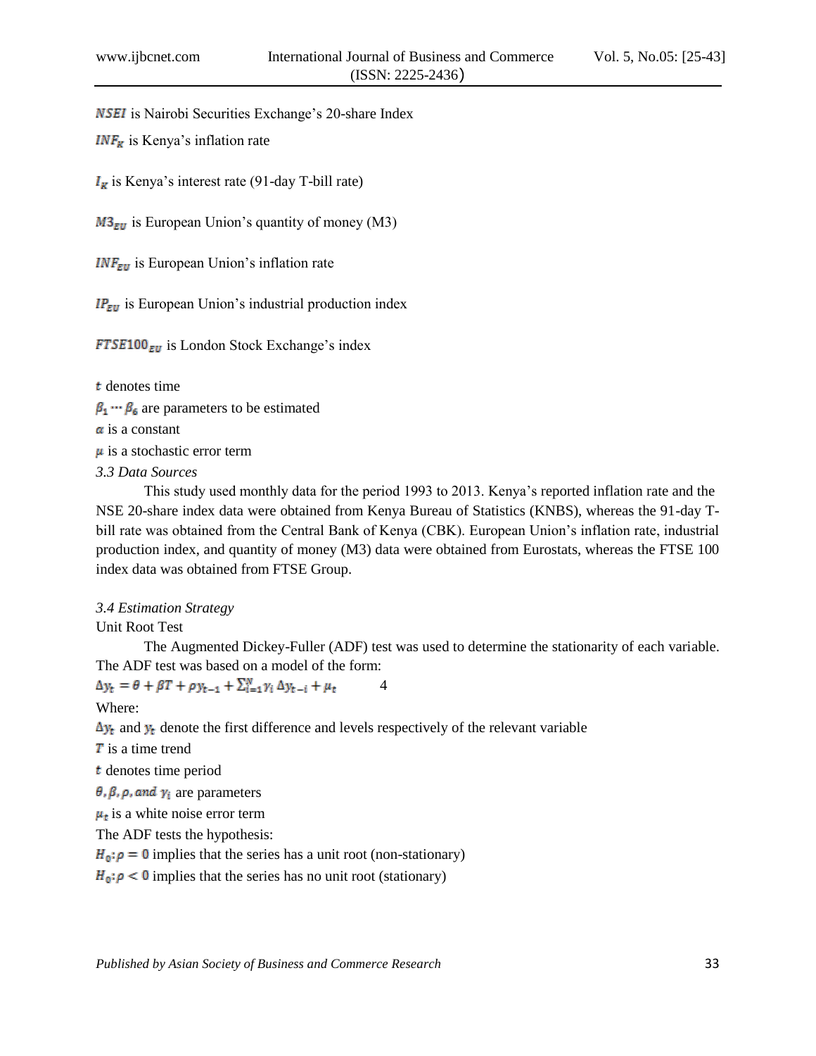$NSEI$ is Nairobi Securities Exchange's 20-share Index

$INF_K$ is Kenya's inflation rate

$I_K$ is Kenya's interest rate (91-day T-bill rate)

$M3_{EU}$ is European Union's quantity of money (M3)

$INF_{EU}$ is European Union's inflation rate

$IP_{EU}$ is European Union's industrial production index

$FTSE100_{EU}$ is London Stock Exchange's index

$t$ denotes time

$\beta_1 \cdots \beta_6$ are parameters to be estimated

$\alpha$ is a constant

$\mu$ is a stochastic error term

*3.3 Data Sources*

This study used monthly data for the period 1993 to 2013. Kenya's reported inflation rate and the NSE 20-share index data were obtained from Kenya Bureau of Statistics (KNBS), whereas the 91-day T-bill rate was obtained from the Central Bank of Kenya (CBK). European Union's inflation rate, industrial production index, and quantity of money (M3) data were obtained from Eurostats, whereas the FTSE 100 index data was obtained from FTSE Group.

*3.4 Estimation Strategy*

Unit Root Test

The Augmented Dickey-Fuller (ADF) test was used to determine the stationarity of each variable. The ADF test was based on a model of the form:

$$\Delta y_t = \theta + \beta T + \rho y_{t-1} + \sum_{i=1}^{N} \gamma_i \Delta y_{t-i} + \mu_t \qquad 4$$

Where:

$\Delta y_t$ and $y_t$ denote the first difference and levels respectively of the relevant variable

$T$ is a time trend

$t$ denotes time period

$\theta, \beta, \rho, and\ \gamma_i$ are parameters

$\mu_t$ is a white noise error term

The ADF tests the hypothesis:

$H_0: \rho = 0$ implies that the series has a unit root (non-stationary)

$H_0: \rho < 0$ implies that the series has no unit root (stationary)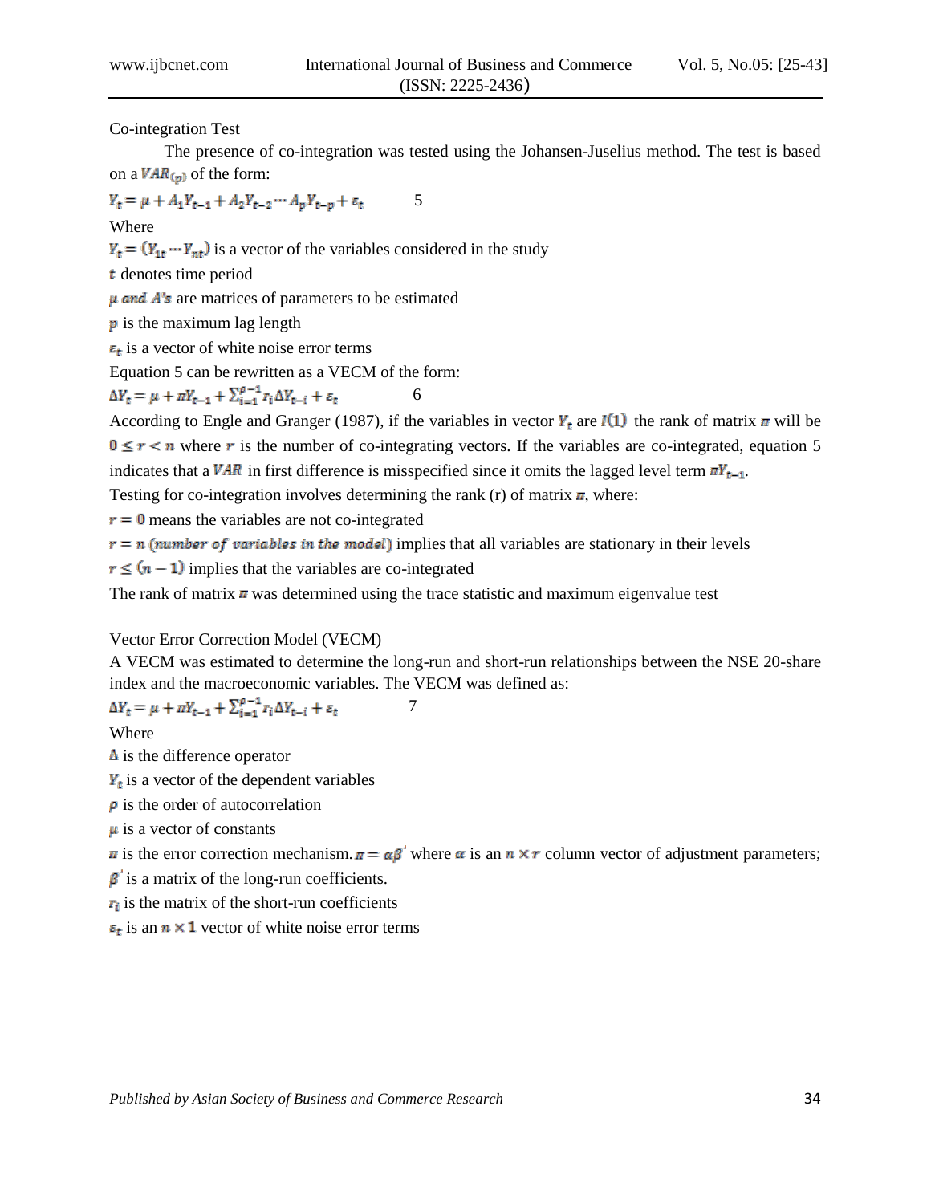Co-integration Test

The presence of co-integration was tested using the Johansen-Juselius method. The test is based on a $VAR_{(p)}$ of the form:

$$Y_t = \mu + A_1 Y_{t-1} + A_2 Y_{t-2} \cdots A_p Y_{t-p} + \varepsilon_t \qquad 5$$

Where

$Y_t = (Y_{1t} \cdots Y_{nt})$ is a vector of the variables considered in the study

$t$ denotes time period

$\mu$ *and* $A's$ are matrices of parameters to be estimated

$p$ is the maximum lag length

$\varepsilon_t$ is a vector of white noise error terms

Equation 5 can be rewritten as a VECM of the form:

$$\Delta Y_t = \mu + \pi Y_{t-1} + \sum_{i=1}^{\rho-1} r_i \Delta Y_{t-i} + \varepsilon_t \qquad 6$$

According to Engle and Granger (1987), if the variables in vector $Y_t$ are $I(1)$ the rank of matrix $\pi$ will be $0 \leq r < n$ where $r$ is the number of co-integrating vectors. If the variables are co-integrated, equation 5 indicates that a $VAR$ in first difference is misspecified since it omits the lagged level term $\pi Y_{t-1}$.

Testing for co-integration involves determining the rank (r) of matrix $\pi$, where:

$r = 0$ means the variables are not co-integrated

$r = n$ *(number of variables in the model)* implies that all variables are stationary in their levels

$r \leq (n-1)$ implies that the variables are co-integrated

The rank of matrix $\pi$ was determined using the trace statistic and maximum eigenvalue test

Vector Error Correction Model (VECM)

A VECM was estimated to determine the long-run and short-run relationships between the NSE 20-share index and the macroeconomic variables. The VECM was defined as:

$$\Delta Y_t = \mu + \pi Y_{t-1} + \sum_{i=1}^{\rho-1} r_i \Delta Y_{t-i} + \varepsilon_t \qquad 7$$

Where

$\Delta$ is the difference operator

$Y_t$ is a vector of the dependent variables

$\rho$ is the order of autocorrelation

$\mu$ is a vector of constants

$\pi$ is the error correction mechanism. $\pi = \alpha\beta'$ where $\alpha$ is an $n \times r$ column vector of adjustment parameters;

$\beta'$ is a matrix of the long-run coefficients.

$r_i$ is the matrix of the short-run coefficients

$\varepsilon_t$ is an $n \times 1$ vector of white noise error terms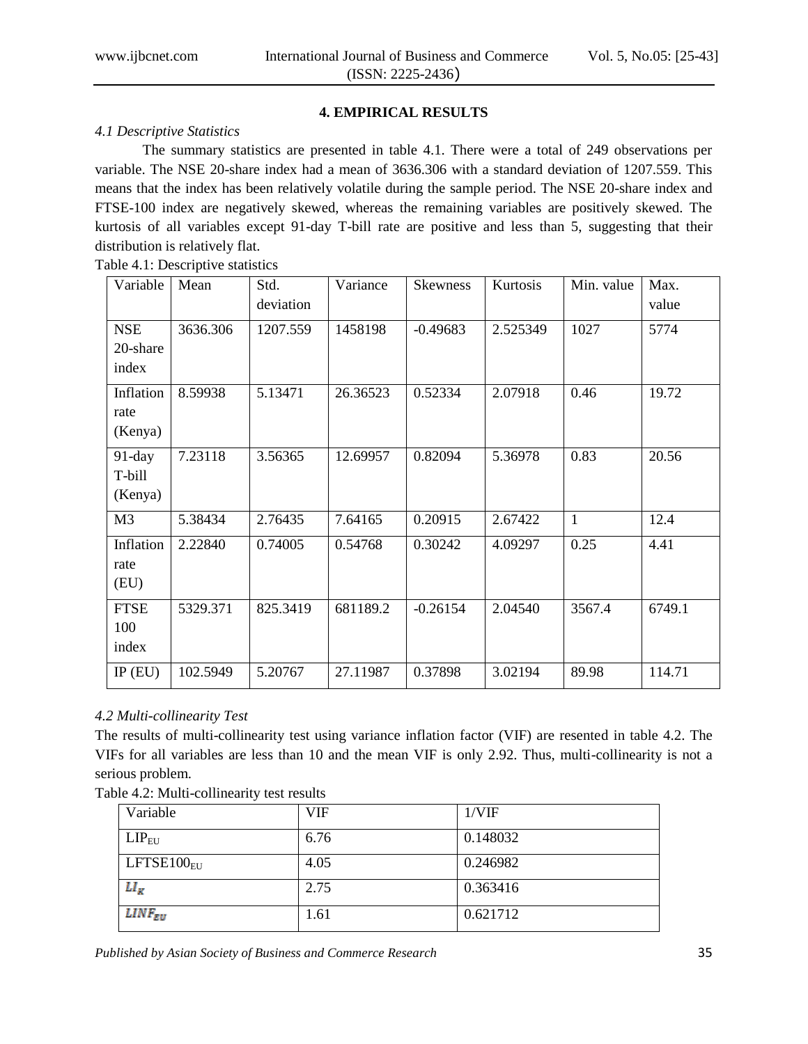## 4. EMPIRICAL RESULTS

### *4.1 Descriptive Statistics*

The summary statistics are presented in table 4.1. There were a total of 249 observations per variable. The NSE 20-share index had a mean of 3636.306 with a standard deviation of 1207.559. This means that the index has been relatively volatile during the sample period. The NSE 20-share index and FTSE-100 index are negatively skewed, whereas the remaining variables are positively skewed. The kurtosis of all variables except 91-day T-bill rate are positive and less than 5, suggesting that their distribution is relatively flat.

Table 4.1: Descriptive statistics

| Variable | Mean | Std. deviation | Variance | Skewness | Kurtosis | Min. value | Max. value |
|---|---|---|---|---|---|---|---|
| NSE 20-share index | 3636.306 | 1207.559 | 1458198 | -0.49683 | 2.525349 | 1027 | 5774 |
| Inflation rate (Kenya) | 8.59938 | 5.13471 | 26.36523 | 0.52334 | 2.07918 | 0.46 | 19.72 |
| 91-day T-bill (Kenya) | 7.23118 | 3.56365 | 12.69957 | 0.82094 | 5.36978 | 0.83 | 20.56 |
| M3 | 5.38434 | 2.76435 | 7.64165 | 0.20915 | 2.67422 | 1 | 12.4 |
| Inflation rate (EU) | 2.22840 | 0.74005 | 0.54768 | 0.30242 | 4.09297 | 0.25 | 4.41 |
| FTSE 100 index | 5329.371 | 825.3419 | 681189.2 | -0.26154 | 2.04540 | 3567.4 | 6749.1 |
| IP (EU) | 102.5949 | 5.20767 | 27.11987 | 0.37898 | 3.02194 | 89.98 | 114.71 |

### *4.2 Multi-collinearity Test*

The results of multi-collinearity test using variance inflation factor (VIF) are resented in table 4.2. The VIFs for all variables are less than 10 and the mean VIF is only 2.92. Thus, multi-collinearity is not a serious problem.

Table 4.2: Multi-collinearity test results

| Variable | VIF | 1/VIF |
|---|---|---|
| $LIP_{EU}$ | 6.76 | 0.148032 |
| $LFTSE100_{EU}$ | 4.05 | 0.246982 |
| $LI_K$ | 2.75 | 0.363416 |
| $LINF_{EU}$ | 1.61 | 0.621712 |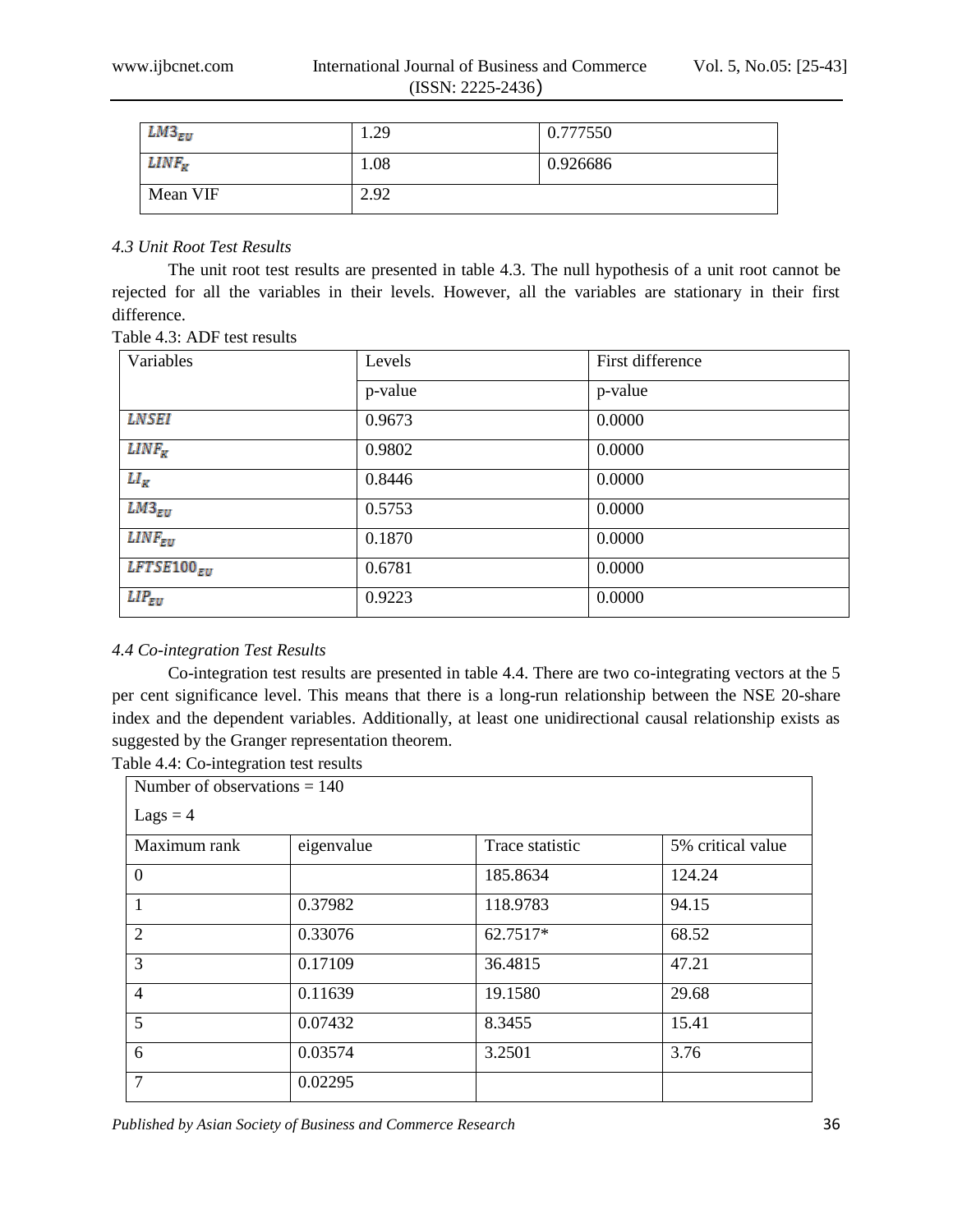| $LM3_{EU}$ | 1.29 | 0.777550 |
|---|---|---|
| $LINF_K$ | 1.08 | 0.926686 |
| Mean VIF | 2.92 | |

*4.3 Unit Root Test Results*

The unit root test results are presented in table 4.3. The null hypothesis of a unit root cannot be rejected for all the variables in their levels. However, all the variables are stationary in their first difference.

Table 4.3: ADF test results

| Variables | Levels | First difference |
|---|---|---|
| | p-value | p-value |
| $LNSEI$ | 0.9673 | 0.0000 |
| $LINF_K$ | 0.9802 | 0.0000 |
| $LI_K$ | 0.8446 | 0.0000 |
| $LM3_{EU}$ | 0.5753 | 0.0000 |
| $LINF_{EU}$ | 0.1870 | 0.0000 |
| $LFTSE100_{EU}$ | 0.6781 | 0.0000 |
| $LIP_{EU}$ | 0.9223 | 0.0000 |

*4.4 Co-integration Test Results*

Co-integration test results are presented in table 4.4. There are two co-integrating vectors at the 5 per cent significance level. This means that there is a long-run relationship between the NSE 20-share index and the dependent variables. Additionally, at least one unidirectional causal relationship exists as suggested by the Granger representation theorem.

Table 4.4: Co-integration test results

| Number of observations = 140<br>Lags = 4 | | | |
|---|---|---|---|
| Maximum rank | eigenvalue | Trace statistic | 5% critical value |
| 0 | | 185.8634 | 124.24 |
| 1 | 0.37982 | 118.9783 | 94.15 |
| 2 | 0.33076 | 62.7517* | 68.52 |
| 3 | 0.17109 | 36.4815 | 47.21 |
| 4 | 0.11639 | 19.1580 | 29.68 |
| 5 | 0.07432 | 8.3455 | 15.41 |
| 6 | 0.03574 | 3.2501 | 3.76 |
| 7 | 0.02295 | | |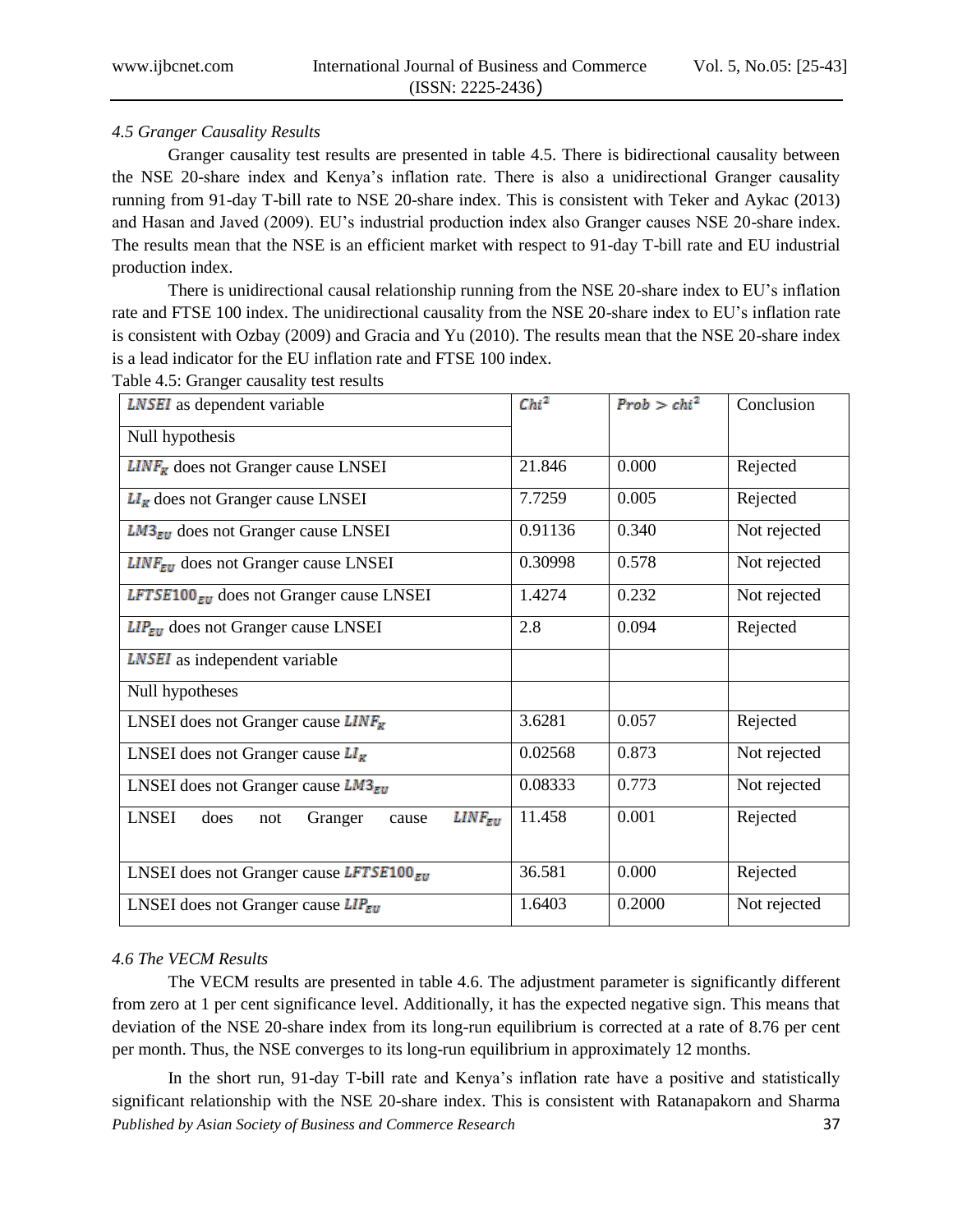*4.5 Granger Causality Results*

Granger causality test results are presented in table 4.5. There is bidirectional causality between the NSE 20-share index and Kenya's inflation rate. There is also a unidirectional Granger causality running from 91-day T-bill rate to NSE 20-share index. This is consistent with Teker and Aykac (2013) and Hasan and Javed (2009). EU's industrial production index also Granger causes NSE 20-share index. The results mean that the NSE is an efficient market with respect to 91-day T-bill rate and EU industrial production index.

There is unidirectional causal relationship running from the NSE 20-share index to EU's inflation rate and FTSE 100 index. The unidirectional causality from the NSE 20-share index to EU's inflation rate is consistent with Ozbay (2009) and Gracia and Yu (2010). The results mean that the NSE 20-share index is a lead indicator for the EU inflation rate and FTSE 100 index.

Table 4.5: Granger causality test results

| $LNSEI$ as dependent variable | $Chi^2$ | $Prob > chi^2$ | Conclusion |
|---|---|---|---|
| Null hypothesis | | | |
| $LINF_K$ does not Granger cause LNSEI | 21.846 | 0.000 | Rejected |
| $LI_K$ does not Granger cause LNSEI | 7.7259 | 0.005 | Rejected |
| $LM3_{EU}$ does not Granger cause LNSEI | 0.91136 | 0.340 | Not rejected |
| $LINF_{EU}$ does not Granger cause LNSEI | 0.30998 | 0.578 | Not rejected |
| $LFTSE100_{EU}$ does not Granger cause LNSEI | 1.4274 | 0.232 | Not rejected |
| $LIP_{EU}$ does not Granger cause LNSEI | 2.8 | 0.094 | Rejected |
| $LNSEI$ as independent variable | | | |
| Null hypotheses | | | |
| LNSEI does not Granger cause $LINF_K$ | 3.6281 | 0.057 | Rejected |
| LNSEI does not Granger cause $LI_K$ | 0.02568 | 0.873 | Not rejected |
| LNSEI does not Granger cause $LM3_{EU}$ | 0.08333 | 0.773 | Not rejected |
| LNSEI does not Granger cause $LINF_{EU}$ | 11.458 | 0.001 | Rejected |
| LNSEI does not Granger cause $LFTSE100_{EU}$ | 36.581 | 0.000 | Rejected |
| LNSEI does not Granger cause $LIP_{EU}$ | 1.6403 | 0.2000 | Not rejected |

*4.6 The VECM Results*

The VECM results are presented in table 4.6. The adjustment parameter is significantly different from zero at 1 per cent significance level. Additionally, it has the expected negative sign. This means that deviation of the NSE 20-share index from its long-run equilibrium is corrected at a rate of 8.76 per cent per month. Thus, the NSE converges to its long-run equilibrium in approximately 12 months.

In the short run, 91-day T-bill rate and Kenya's inflation rate have a positive and statistically significant relationship with the NSE 20-share index. This is consistent with Ratanapakorn and Sharma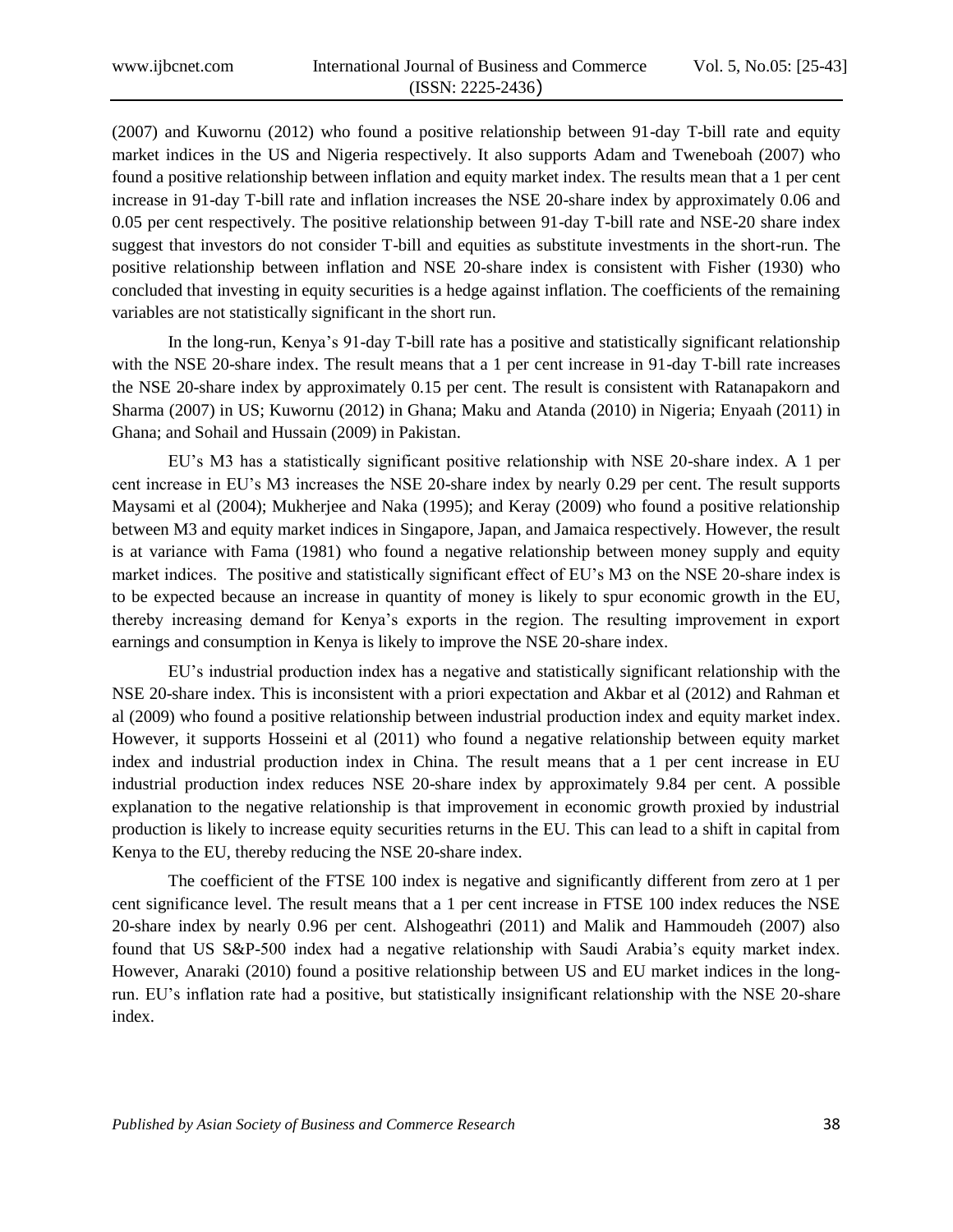(2007) and Kuwornu (2012) who found a positive relationship between 91-day T-bill rate and equity market indices in the US and Nigeria respectively. It also supports Adam and Tweneboah (2007) who found a positive relationship between inflation and equity market index. The results mean that a 1 per cent increase in 91-day T-bill rate and inflation increases the NSE 20-share index by approximately 0.06 and 0.05 per cent respectively. The positive relationship between 91-day T-bill rate and NSE-20 share index suggest that investors do not consider T-bill and equities as substitute investments in the short-run. The positive relationship between inflation and NSE 20-share index is consistent with Fisher (1930) who concluded that investing in equity securities is a hedge against inflation. The coefficients of the remaining variables are not statistically significant in the short run.

In the long-run, Kenya's 91-day T-bill rate has a positive and statistically significant relationship with the NSE 20-share index. The result means that a 1 per cent increase in 91-day T-bill rate increases the NSE 20-share index by approximately 0.15 per cent. The result is consistent with Ratanapakorn and Sharma (2007) in US; Kuwornu (2012) in Ghana; Maku and Atanda (2010) in Nigeria; Enyaah (2011) in Ghana; and Sohail and Hussain (2009) in Pakistan.

EU's M3 has a statistically significant positive relationship with NSE 20-share index. A 1 per cent increase in EU's M3 increases the NSE 20-share index by nearly 0.29 per cent. The result supports Maysami et al (2004); Mukherjee and Naka (1995); and Keray (2009) who found a positive relationship between M3 and equity market indices in Singapore, Japan, and Jamaica respectively. However, the result is at variance with Fama (1981) who found a negative relationship between money supply and equity market indices. The positive and statistically significant effect of EU's M3 on the NSE 20-share index is to be expected because an increase in quantity of money is likely to spur economic growth in the EU, thereby increasing demand for Kenya's exports in the region. The resulting improvement in export earnings and consumption in Kenya is likely to improve the NSE 20-share index.

EU's industrial production index has a negative and statistically significant relationship with the NSE 20-share index. This is inconsistent with a priori expectation and Akbar et al (2012) and Rahman et al (2009) who found a positive relationship between industrial production index and equity market index. However, it supports Hosseini et al (2011) who found a negative relationship between equity market index and industrial production index in China. The result means that a 1 per cent increase in EU industrial production index reduces NSE 20-share index by approximately 9.84 per cent. A possible explanation to the negative relationship is that improvement in economic growth proxied by industrial production is likely to increase equity securities returns in the EU. This can lead to a shift in capital from Kenya to the EU, thereby reducing the NSE 20-share index.

The coefficient of the FTSE 100 index is negative and significantly different from zero at 1 per cent significance level. The result means that a 1 per cent increase in FTSE 100 index reduces the NSE 20-share index by nearly 0.96 per cent. Alshogeathri (2011) and Malik and Hammoudeh (2007) also found that US S&P-500 index had a negative relationship with Saudi Arabia's equity market index. However, Anaraki (2010) found a positive relationship between US and EU market indices in the long-run. EU's inflation rate had a positive, but statistically insignificant relationship with the NSE 20-share index.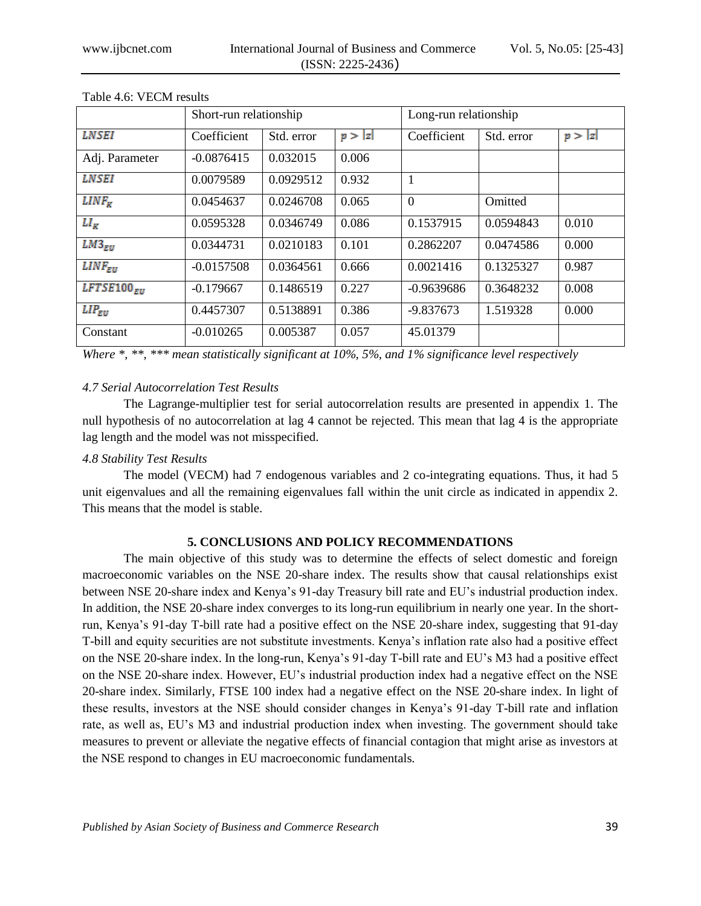Table 4.6: VECM results

| | Short-run relationship | | | Long-run relationship | | |
|---|---|---|---|---|---|---|
| $LNSEI$ | Coefficient | Std. error | $p > \|z\|$ | Coefficient | Std. error | $p > \|z\|$ |
| Adj. Parameter | -0.0876415 | 0.032015 | 0.006 | | | |
| $LNSEI$ | 0.0079589 | 0.0929512 | 0.932 | 1 | | |
| $LINF_K$ | 0.0454637 | 0.0246708 | 0.065 | 0 | Omitted | |
| $LI_K$ | 0.0595328 | 0.0346749 | 0.086 | 0.1537915 | 0.0594843 | 0.010 |
| $LM3_{EU}$ | 0.0344731 | 0.0210183 | 0.101 | 0.2862207 | 0.0474586 | 0.000 |
| $LINF_{EU}$ | -0.0157508 | 0.0364561 | 0.666 | 0.0021416 | 0.1325327 | 0.987 |
| $LFTSE100_{EU}$ | -0.179667 | 0.1486519 | 0.227 | -0.9639686 | 0.3648232 | 0.008 |
| $LIP_{EU}$ | 0.4457307 | 0.5138891 | 0.386 | -9.837673 | 1.519328 | 0.000 |
| Constant | -0.010265 | 0.005387 | 0.057 | 45.01379 | | |

*Where *, **, *** mean statistically significant at 10%, 5%, and 1% significance level respectively*

### *4.7 Serial Autocorrelation Test Results*

The Lagrange-multiplier test for serial autocorrelation results are presented in appendix 1. The null hypothesis of no autocorrelation at lag 4 cannot be rejected. This mean that lag 4 is the appropriate lag length and the model was not misspecified.

### *4.8 Stability Test Results*

The model (VECM) had 7 endogenous variables and 2 co-integrating equations. Thus, it had 5 unit eigenvalues and all the remaining eigenvalues fall within the unit circle as indicated in appendix 2. This means that the model is stable.

## 5. CONCLUSIONS AND POLICY RECOMMENDATIONS

The main objective of this study was to determine the effects of select domestic and foreign macroeconomic variables on the NSE 20-share index. The results show that causal relationships exist between NSE 20-share index and Kenya's 91-day Treasury bill rate and EU's industrial production index. In addition, the NSE 20-share index converges to its long-run equilibrium in nearly one year. In the short-run, Kenya's 91-day T-bill rate had a positive effect on the NSE 20-share index, suggesting that 91-day T-bill and equity securities are not substitute investments. Kenya's inflation rate also had a positive effect on the NSE 20-share index. In the long-run, Kenya's 91-day T-bill rate and EU's M3 had a positive effect on the NSE 20-share index. However, EU's industrial production index had a negative effect on the NSE 20-share index. Similarly, FTSE 100 index had a negative effect on the NSE 20-share index. In light of these results, investors at the NSE should consider changes in Kenya's 91-day T-bill rate and inflation rate, as well as, EU's M3 and industrial production index when investing. The government should take measures to prevent or alleviate the negative effects of financial contagion that might arise as investors at the NSE respond to changes in EU macroeconomic fundamentals.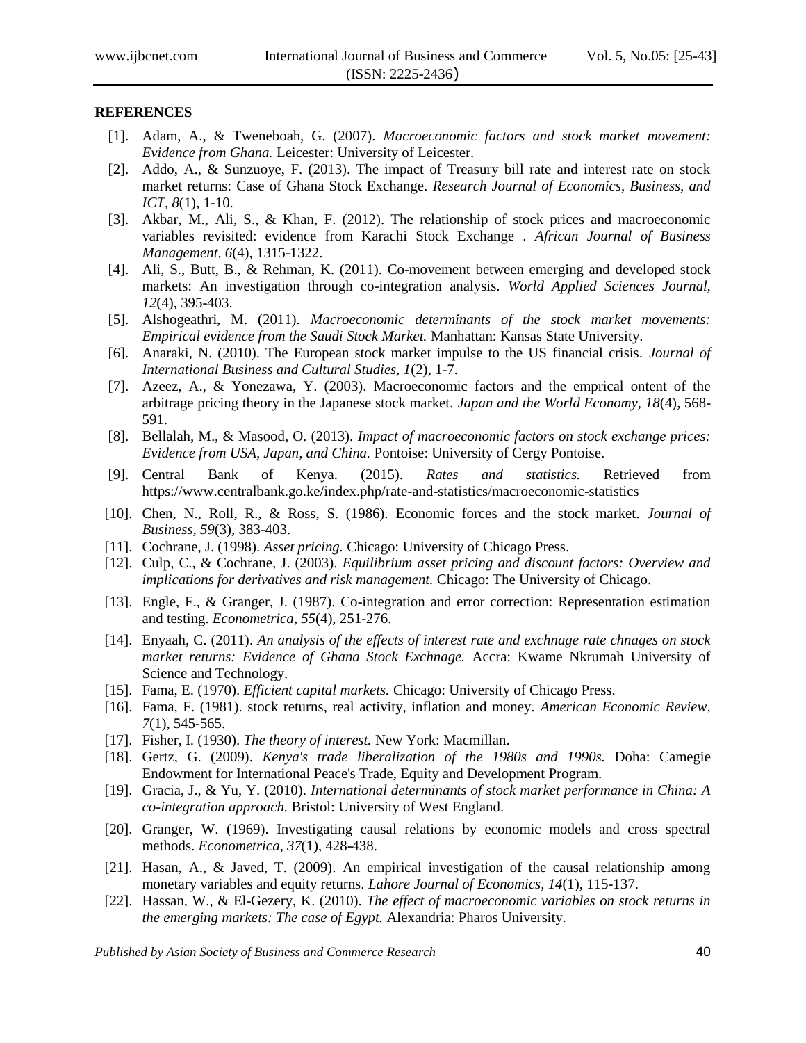**REFERENCES**

[1]. Adam, A., & Tweneboah, G. (2007). *Macroeconomic factors and stock market movement: Evidence from Ghana.* Leicester: University of Leicester.

[2]. Addo, A., & Sunzuoye, F. (2013). The impact of Treasury bill rate and interest rate on stock market returns: Case of Ghana Stock Exchange. *Research Journal of Economics, Business, and ICT, 8*(1), 1-10.

[3]. Akbar, M., Ali, S., & Khan, F. (2012). The relationship of stock prices and macroeconomic variables revisited: evidence from Karachi Stock Exchange . *African Journal of Business Management, 6*(4), 1315-1322.

[4]. Ali, S., Butt, B., & Rehman, K. (2011). Co-movement between emerging and developed stock markets: An investigation through co-integration analysis. *World Applied Sciences Journal, 12*(4), 395-403.

[5]. Alshogeathri, M. (2011). *Macroeconomic determinants of the stock market movements: Empirical evidence from the Saudi Stock Market.* Manhattan: Kansas State University.

[6]. Anaraki, N. (2010). The European stock market impulse to the US financial crisis. *Journal of International Business and Cultural Studies, 1*(2), 1-7.

[7]. Azeez, A., & Yonezawa, Y. (2003). Macroeconomic factors and the emprical ontent of the arbitrage pricing theory in the Japanese stock market. *Japan and the World Economy, 18*(4), 568-591.

[8]. Bellalah, M., & Masood, O. (2013). *Impact of macroeconomic factors on stock exchange prices: Evidence from USA, Japan, and China.* Pontoise: University of Cergy Pontoise.

[9]. Central Bank of Kenya. (2015). *Rates and statistics.* Retrieved from https://www.centralbank.go.ke/index.php/rate-and-statistics/macroeconomic-statistics

[10]. Chen, N., Roll, R., & Ross, S. (1986). Economic forces and the stock market. *Journal of Business, 59*(3), 383-403.

[11]. Cochrane, J. (1998). *Asset pricing.* Chicago: University of Chicago Press.

[12]. Culp, C., & Cochrane, J. (2003). *Equilibrium asset pricing and discount factors: Overview and implications for derivatives and risk management.* Chicago: The University of Chicago.

[13]. Engle, F., & Granger, J. (1987). Co-integration and error correction: Representation estimation and testing. *Econometrica, 55*(4), 251-276.

[14]. Enyaah, C. (2011). *An analysis of the effects of interest rate and exchnage rate chnages on stock market returns: Evidence of Ghana Stock Exchnage.* Accra: Kwame Nkrumah University of Science and Technology.

[15]. Fama, E. (1970). *Efficient capital markets.* Chicago: University of Chicago Press.

[16]. Fama, F. (1981). stock returns, real activity, inflation and money. *American Economic Review, 7*(1), 545-565.

[17]. Fisher, I. (1930). *The theory of interest.* New York: Macmillan.

[18]. Gertz, G. (2009). *Kenya's trade liberalization of the 1980s and 1990s.* Doha: Camegie Endowment for International Peace's Trade, Equity and Development Program.

[19]. Gracia, J., & Yu, Y. (2010). *International determinants of stock market performance in China: A co-integration approach.* Bristol: University of West England.

[20]. Granger, W. (1969). Investigating causal relations by economic models and cross spectral methods. *Econometrica, 37*(1), 428-438.

[21]. Hasan, A., & Javed, T. (2009). An empirical investigation of the causal relationship among monetary variables and equity returns. *Lahore Journal of Economics, 14*(1), 115-137.

[22]. Hassan, W., & El-Gezery, K. (2010). *The effect of macroeconomic variables on stock returns in the emerging markets: The case of Egypt.* Alexandria: Pharos University.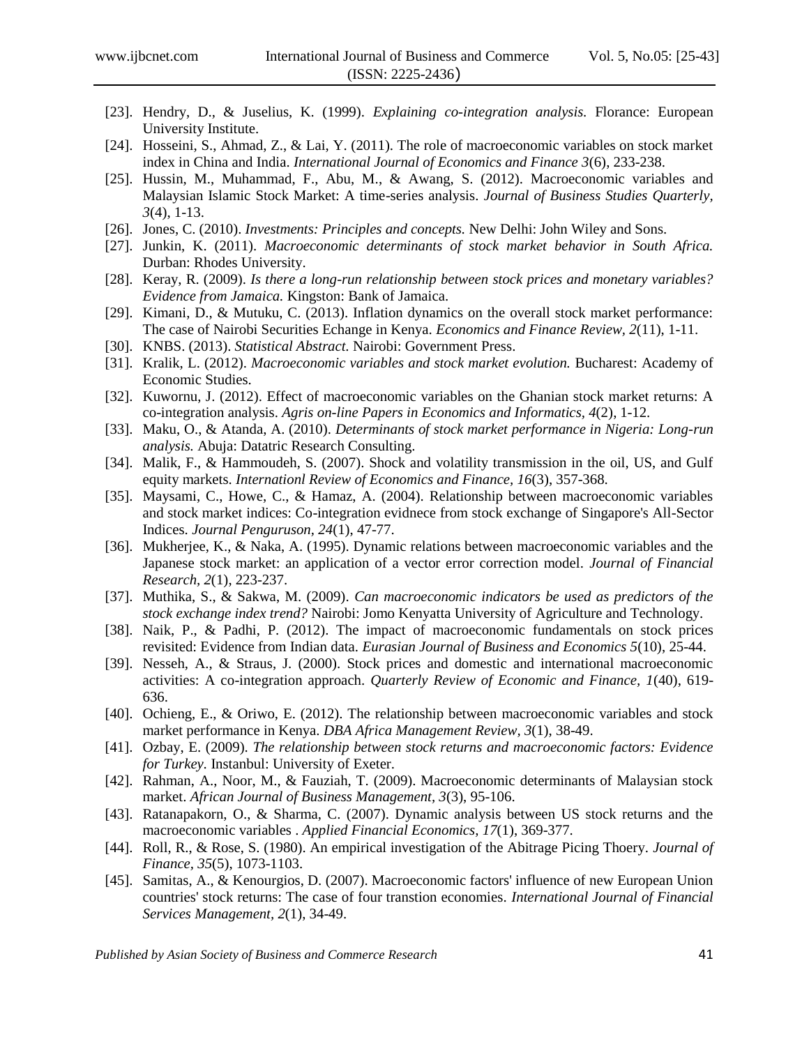[23]. Hendry, D., & Juselius, K. (1999). *Explaining co-integration analysis.* Florance: European University Institute.

[24]. Hosseini, S., Ahmad, Z., & Lai, Y. (2011). The role of macroeconomic variables on stock market index in China and India. *International Journal of Economics and Finance 3*(6), 233-238.

[25]. Hussin, M., Muhammad, F., Abu, M., & Awang, S. (2012). Macroeconomic variables and Malaysian Islamic Stock Market: A time-series analysis. *Journal of Business Studies Quarterly, 3*(4), 1-13.

[26]. Jones, C. (2010). *Investments: Principles and concepts.* New Delhi: John Wiley and Sons.

[27]. Junkin, K. (2011). *Macroeconomic determinants of stock market behavior in South Africa.* Durban: Rhodes University.

[28]. Keray, R. (2009). *Is there a long-run relationship between stock prices and monetary variables? Evidence from Jamaica.* Kingston: Bank of Jamaica.

[29]. Kimani, D., & Mutuku, C. (2013). Inflation dynamics on the overall stock market performance: The case of Nairobi Securities Echange in Kenya. *Economics and Finance Review, 2*(11), 1-11.

[30]. KNBS. (2013). *Statistical Abstract.* Nairobi: Government Press.

[31]. Kralik, L. (2012). *Macroeconomic variables and stock market evolution.* Bucharest: Academy of Economic Studies.

[32]. Kuwornu, J. (2012). Effect of macroeconomic variables on the Ghanian stock market returns: A co-integration analysis. *Agris on-line Papers in Economics and Informatics, 4*(2), 1-12.

[33]. Maku, O., & Atanda, A. (2010). *Determinants of stock market performance in Nigeria: Long-run analysis.* Abuja: Datatric Research Consulting.

[34]. Malik, F., & Hammoudeh, S. (2007). Shock and volatility transmission in the oil, US, and Gulf equity markets. *Internationl Review of Economics and Finance, 16*(3), 357-368.

[35]. Maysami, C., Howe, C., & Hamaz, A. (2004). Relationship between macroeconomic variables and stock market indices: Co-integration evidnece from stock exchange of Singapore's All-Sector Indices. *Journal Penguruson, 24*(1), 47-77.

[36]. Mukherjee, K., & Naka, A. (1995). Dynamic relations between macroeconomic variables and the Japanese stock market: an application of a vector error correction model. *Journal of Financial Research, 2*(1), 223-237.

[37]. Muthika, S., & Sakwa, M. (2009). *Can macroeconomic indicators be used as predictors of the stock exchange index trend?* Nairobi: Jomo Kenyatta University of Agriculture and Technology.

[38]. Naik, P., & Padhi, P. (2012). The impact of macroeconomic fundamentals on stock prices revisited: Evidence from Indian data. *Eurasian Journal of Business and Economics 5*(10), 25-44.

[39]. Nesseh, A., & Straus, J. (2000). Stock prices and domestic and international macroeconomic activities: A co-integration approach. *Quarterly Review of Economic and Finance, 1*(40), 619-636.

[40]. Ochieng, E., & Oriwo, E. (2012). The relationship between macroeconomic variables and stock market performance in Kenya. *DBA Africa Management Review, 3*(1), 38-49.

[41]. Ozbay, E. (2009). *The relationship between stock returns and macroeconomic factors: Evidence for Turkey.* Instanbul: University of Exeter.

[42]. Rahman, A., Noor, M., & Fauziah, T. (2009). Macroeconomic determinants of Malaysian stock market. *African Journal of Business Management, 3*(3), 95-106.

[43]. Ratanapakorn, O., & Sharma, C. (2007). Dynamic analysis between US stock returns and the macroeconomic variables . *Applied Financial Economics, 17*(1), 369-377.

[44]. Roll, R., & Rose, S. (1980). An empirical investigation of the Abitrage Picing Thoery. *Journal of Finance, 35*(5), 1073-1103.

[45]. Samitas, A., & Kenourgios, D. (2007). Macroeconomic factors' influence of new European Union countries' stock returns: The case of four transtion economies. *International Journal of Financial Services Management, 2*(1), 34-49.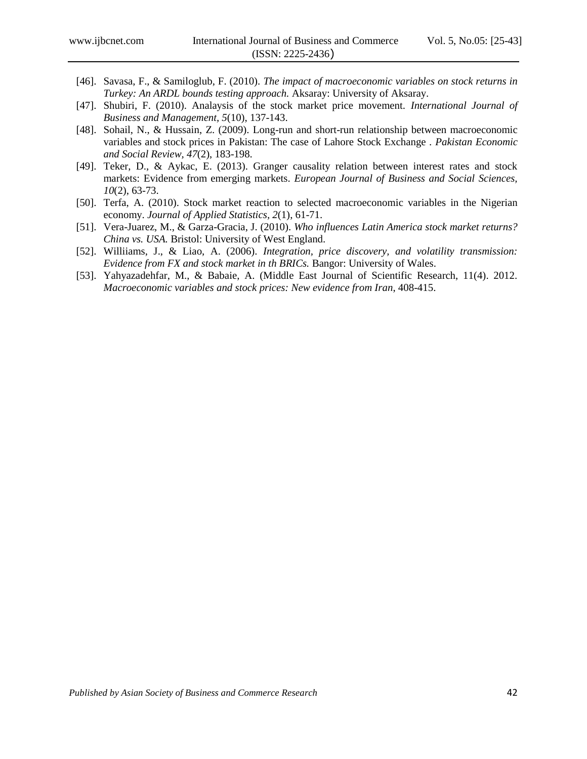[46]. Savasa, F., & Samiloglub, F. (2010). *The impact of macroeconomic variables on stock returns in Turkey: An ARDL bounds testing approach.* Aksaray: University of Aksaray.

[47]. Shubiri, F. (2010). Analaysis of the stock market price movement. *International Journal of Business and Management, 5*(10), 137-143.

[48]. Sohail, N., & Hussain, Z. (2009). Long-run and short-run relationship between macroeconomic variables and stock prices in Pakistan: The case of Lahore Stock Exchange . *Pakistan Economic and Social Review, 47*(2), 183-198.

[49]. Teker, D., & Aykac, E. (2013). Granger causality relation between interest rates and stock markets: Evidence from emerging markets. *European Journal of Business and Social Sciences, 10*(2), 63-73.

[50]. Terfa, A. (2010). Stock market reaction to selected macroeconomic variables in the Nigerian economy. *Journal of Applied Statistics, 2*(1), 61-71.

[51]. Vera-Juarez, M., & Garza-Gracia, J. (2010). *Who influences Latin America stock market returns? China vs. USA.* Bristol: University of West England.

[52]. Williiams, J., & Liao, A. (2006). *Integration, price discovery, and volatility transmission: Evidence from FX and stock market in th BRICs.* Bangor: University of Wales.

[53]. Yahyazadehfar, M., & Babaie, A. (Middle East Journal of Scientific Research, 11(4). 2012. *Macroeconomic variables and stock prices: New evidence from Iran,* 408-415.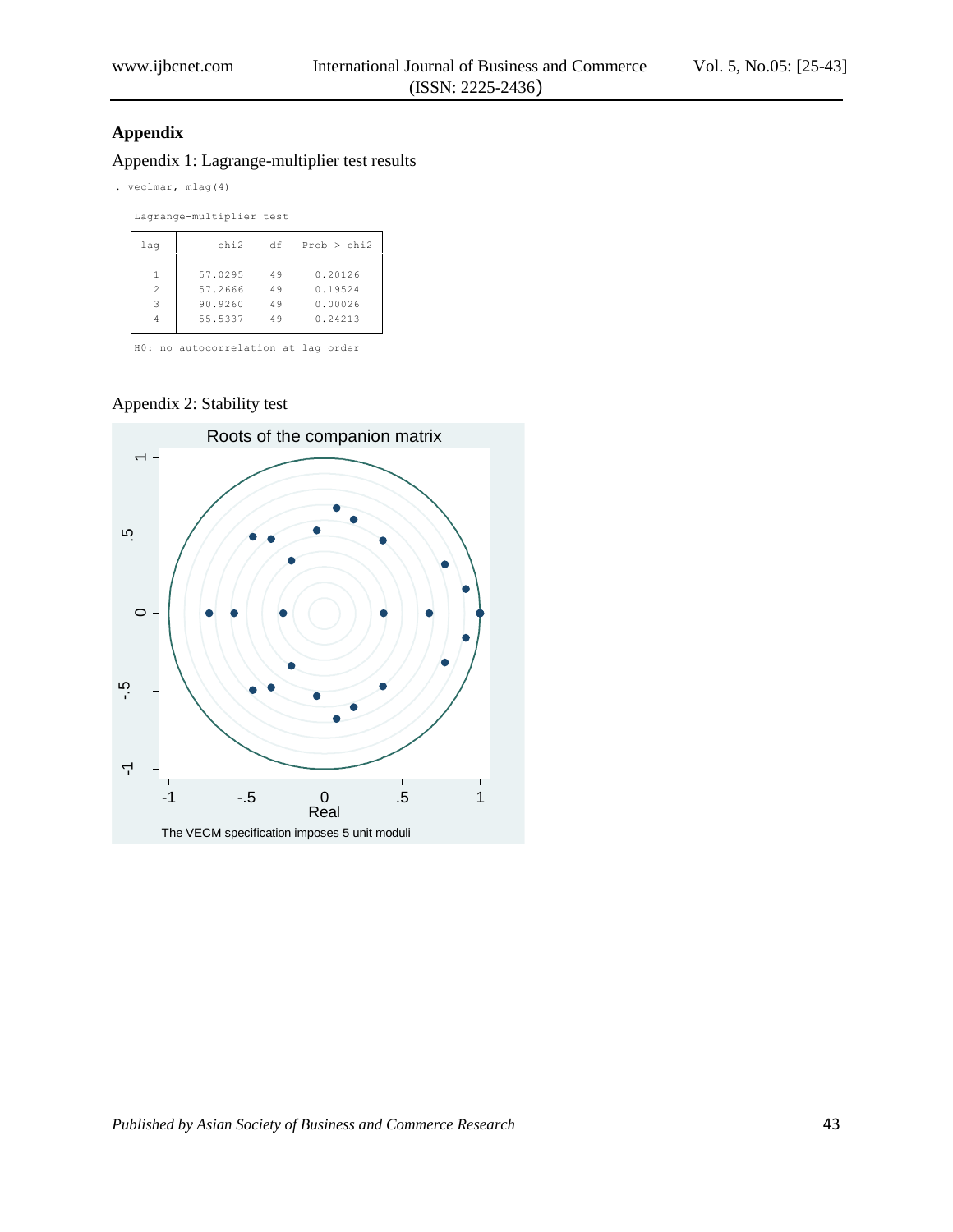## Appendix

Appendix 1: Lagrange-multiplier test results

```
. veclmar, mlag(4)

   Lagrange-multiplier test
```

| lag | chi2 | df | Prob > chi2 |
|---|---|---|---|
| 1 | 57.0295 | 49 | 0.20126 |
| 2 | 57.2666 | 49 | 0.19524 |
| 3 | 90.9260 | 49 | 0.00026 |
| 4 | 55.5337 | 49 | 0.24213 |

H0: no autocorrelation at lag order

Appendix 2: Stability test

Roots of the companion matrix

1
.5
0
-.5
-1

-1 -.5 0 .5 1

Real

The VECM specification imposes 5 unit moduli